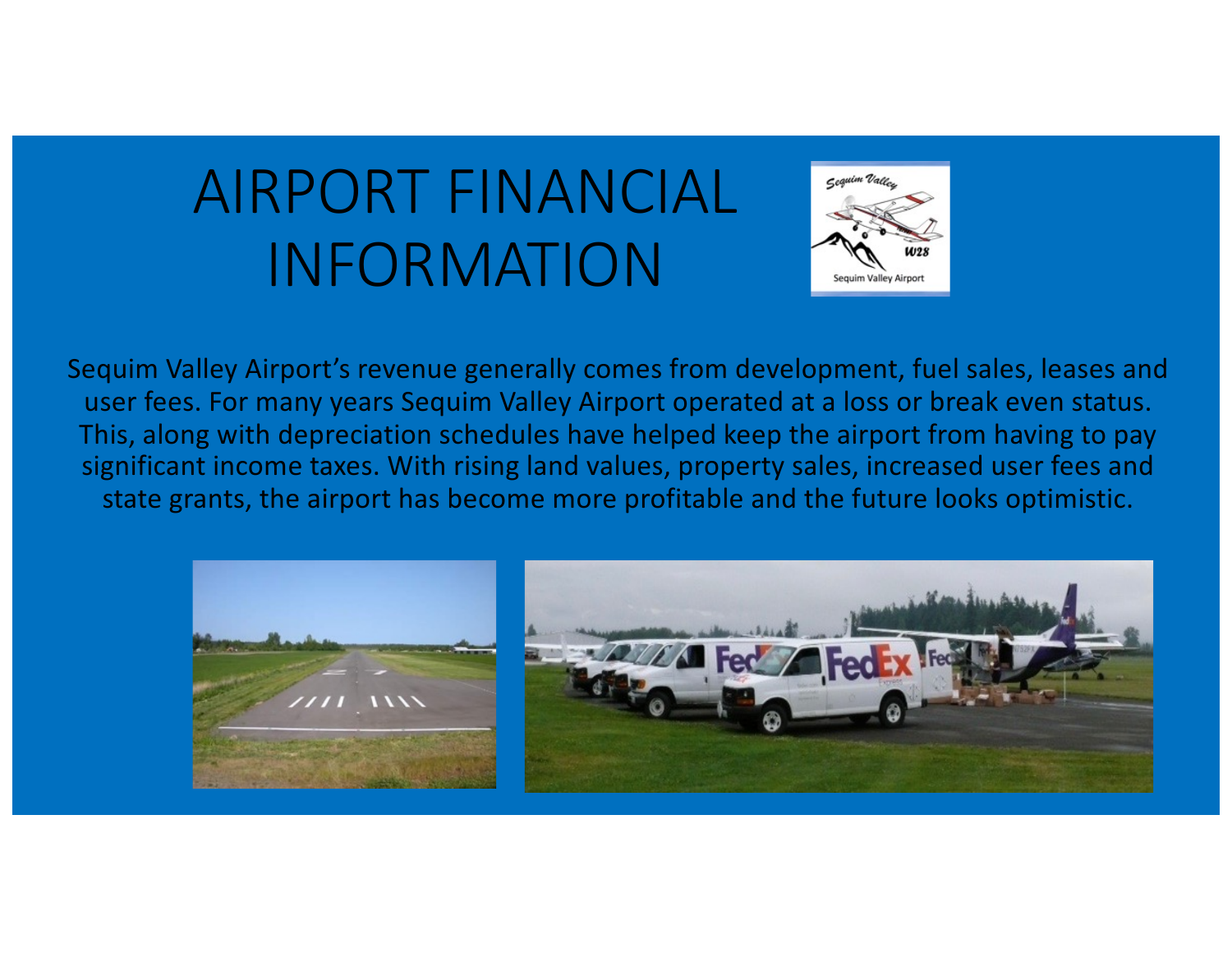# AIRPORT FINANCIAL INFORMATION

Sequim Valley Airport's revenue generally comes from development, fuel sales, leases and user fees. For many years Sequim Valley Airport operated at a loss or break even status. This, along with depreciation schedules have helped keep the airport from having to pay significant income taxes. With rising land values, property sales, increased user fees and state grants, the airport has become more profitable and the future looks optimistic.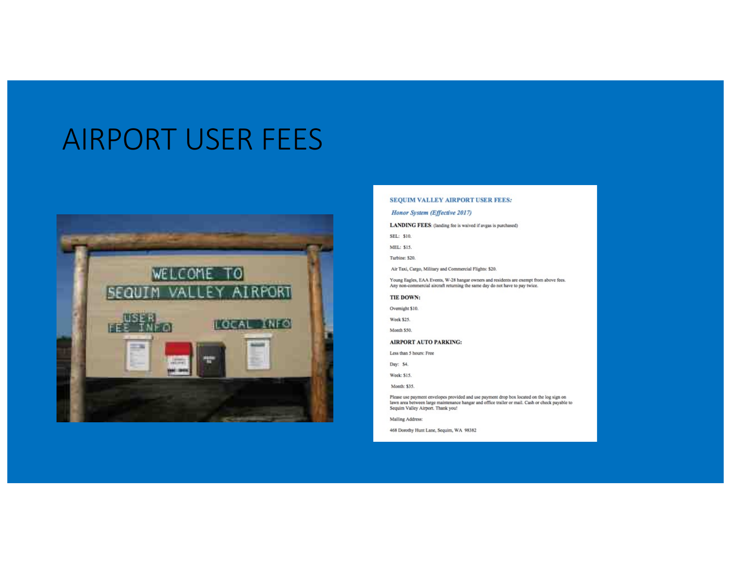# AIRPORT USER FEES

**SEQUIM VALLEY AIRPORT USER FEES:**

***Honor System (Effective 2017)***

**LANDING FEES**: (landing fee is waived if avgas is purchased)

SEL: $10.

MEL: $15.

Turbine: $20.

Air Taxi, Cargo, Military and Commercial Flights: $20.

Young Eagles, EAA Events, W-28 hangar owners and residents are exempt from above fees. Any non-commercial aircraft returning the same day do not have to pay twice.

**TIE DOWN:**

Overnight $10.

Week $25.

Month $50.

**AIRPORT AUTO PARKING:**

Less than 5 hours: Free

Day: $4.

Week: $15.

Month: $35.

Please use payment envelopes provided and use payment drop box located on the log sign on lawn area between large maintenance hangar and office trailer or mail. Cash or check payable to Sequim Valley Airport. Thank you!

Mailing Address:

468 Dorothy Hunt Lane, Sequim, WA 98382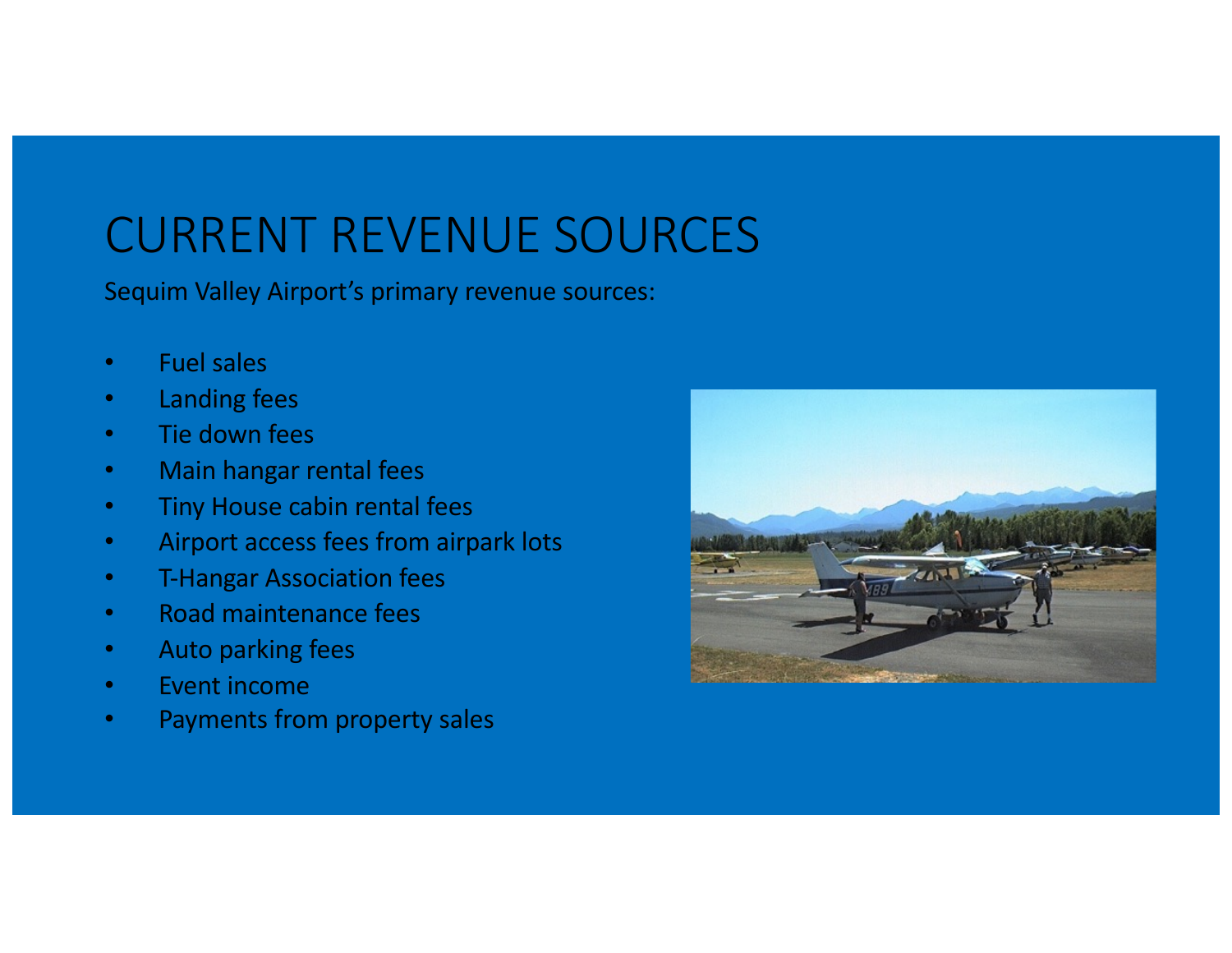# CURRENT REVENUE SOURCES

Sequim Valley Airport's primary revenue sources:

- Fuel sales
- Landing fees
- Tie down fees
- Main hangar rental fees
- Tiny House cabin rental fees
- Airport access fees from airpark lots
- T-Hangar Association fees
- Road maintenance fees
- Auto parking fees
- Event income
- Payments from property sales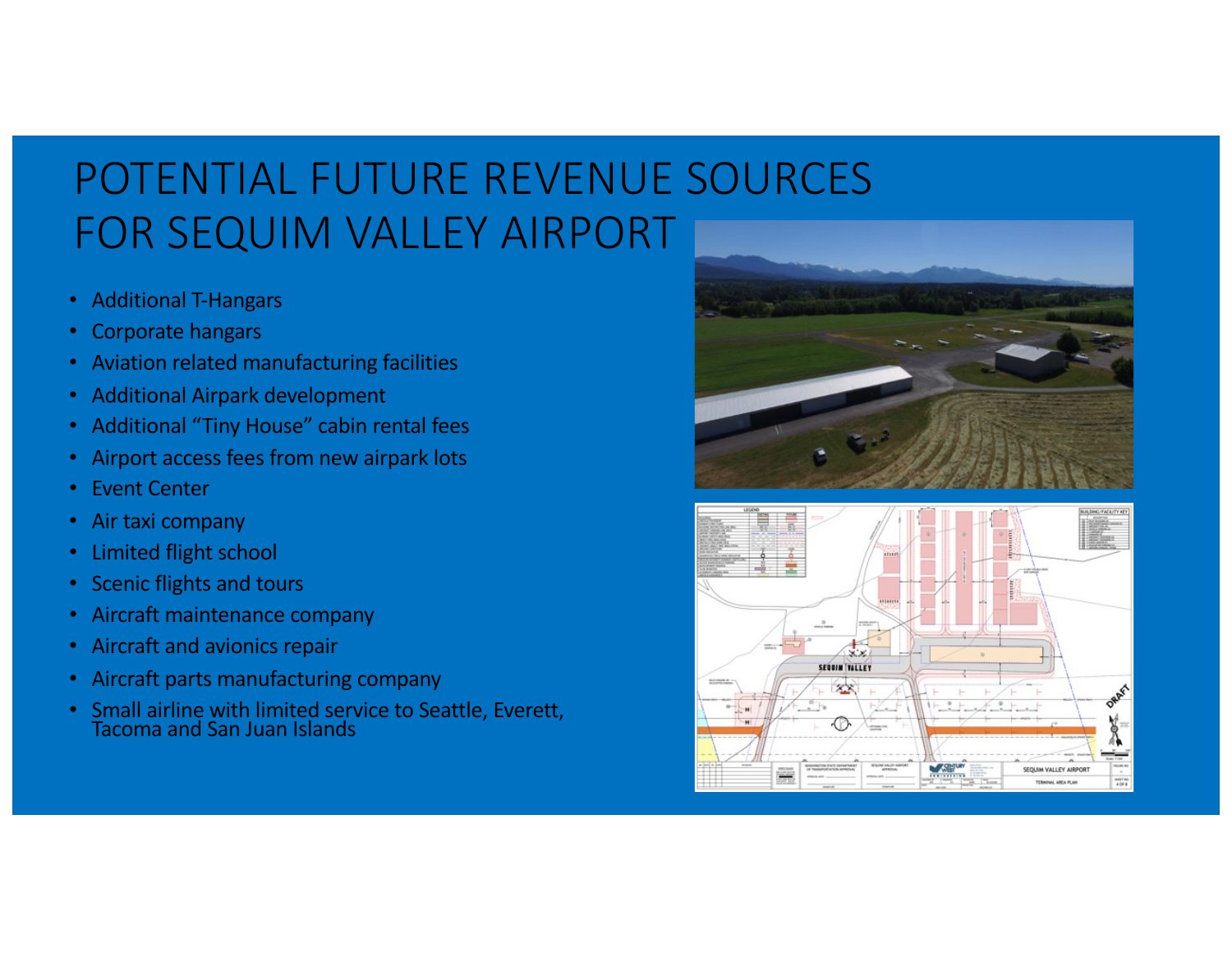# POTENTIAL FUTURE REVENUE SOURCES FOR SEQUIM VALLEY AIRPORT

- Additional T-Hangars
- Corporate hangars
- Aviation related manufacturing facilities
- Additional Airpark development
- Additional "Tiny House" cabin rental fees
- Airport access fees from new airpark lots
- Event Center
- Air taxi company
- Limited flight school
- Scenic flights and tours
- Aircraft maintenance company
- Aircraft and avionics repair
- Aircraft parts manufacturing company
- Small airline with limited service to Seattle, Everett, Tacoma and San Juan Islands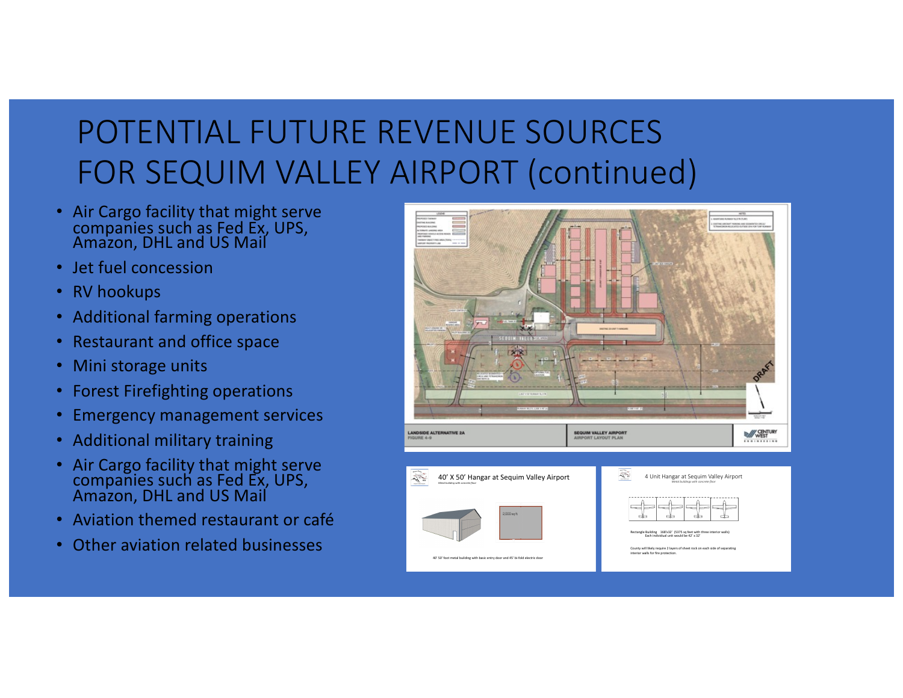# POTENTIAL FUTURE REVENUE SOURCES FOR SEQUIM VALLEY AIRPORT (continued)

- Air Cargo facility that might serve companies such as Fed Ex, UPS, Amazon, DHL and US Mail
- Jet fuel concession
- RV hookups
- Additional farming operations
- Restaurant and office space
- Mini storage units
- Forest Firefighting operations
- Emergency management services
- Additional military training
- Air Cargo facility that might serve companies such as Fed Ex, UPS, Amazon, DHL and US Mail
- Aviation themed restaurant or café
- Other aviation related businesses

LANDSIDE ALTERNATIVE 2A
FIGURE 4-9

SEQUIM VALLEY AIRPORT
AIRPORT LAYOUT PLAN

40' X 50' Hangar at Sequim Valley Airport

*Metal building with concrete floor*

2,000 sq ft

40' 50' foot metal building with basic entry door and 45' bi-fold electric door

4 Unit Hangar at Sequim Valley Airport

*Metal buildings with concrete floor*

Rectangle Building 168'x32' (5375 sq feet with three interior walls)
Each individual unit would be 42' x 32'

County will likely require 2 layers of sheet rock on each side of separating interior walls for fire protection.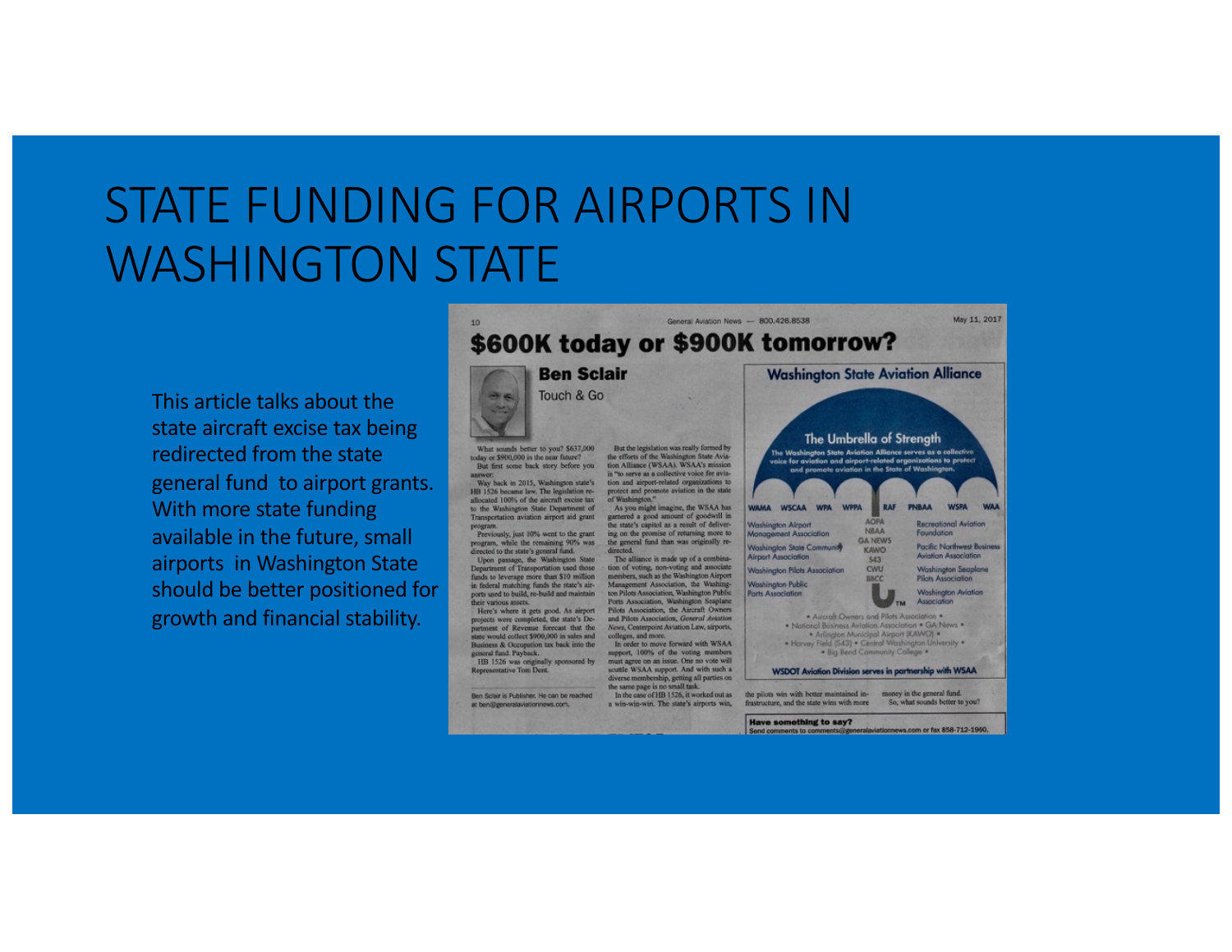# STATE FUNDING FOR AIRPORTS IN WASHINGTON STATE

This article talks about the state aircraft excise tax being redirected from the state general fund to airport grants. With more state funding available in the future, small airports in Washington State should be better positioned for growth and financial stability.

General Aviation News — 800.426.8538 May 11, 2017

## $600K today or $900K tomorrow?

**Ben Sclair**

Touch & Go

What sounds better to you? $637,000 today or $900,000 in the near future?

But first some back story before you answer:

Way back in 2015, Washington state's HB 1526 became law. The legislation re-allocated 100% of the aircraft excise tax to the Washington State Department of Transportation aviation airport aid grant program.

Previously, just 10% went to the grant program, while the remaining 90% was directed to the state's general fund.

Upon passage, the Washington State Department of Transportation used those funds to leverage more than $10 million in federal matching funds the state's airports used to build, re-build and maintain their various assets.

Here's where it gets good. As airport projects were completed, the state's Department of Revenue forecast that the state would collect $900,000 in sales and Business & Occupation tax back into the general fund. Payback.

HB 1526 was originally sponsored by Representative Tom Dent.

But the legislation was really formed by the efforts of the Washington State Aviation Alliance (WSAA). WSAA's mission is "to serve as a collective voice for aviation and airport-related organizations to protect and promote aviation in the state of Washington."

As you might imagine, the WSAA has garnered a good amount of goodwill in the state's capitol as a result of delivering on the promise of returning more to the general fund than was originally redirected.

The alliance is made up of a combination of voting, non-voting and associate members, such as the Washington Airport Management Association, the Washington Pilots Association, Washington Public Ports Association, Washington Seaplane Pilots Association, the Aircraft Owners and Pilots Association, *General Aviation News*, Centerpoint Aviation Law, airports, colleges, and more.

In order to move forward with WSAA support, 100% of the voting members must agree on an issue. One no vote will scuttle WSAA support. And with such a diverse membership, getting all parties on the same page is no small task.

In the case of HB 1526, it worked out as a win-win-win. The state's airports win, the pilots win with better maintained infrastructure, and the state wins with more money in the general fund.

So, what sounds better to you?

Ben Sclair is Publisher. He can be reached at ben@generalaviationnews.com.

**Washington State Aviation Alliance**

The Umbrella of Strength

The Washington State Aviation Alliance serves as a collective voice for aviation and airport-related organizations to protect and promote aviation in the State of Washington.

WAMA WSCAA WPA WPPA RAF PNBAA WSPA WAA

Washington Airport Management Association
Washington State Community Airport Association
Washington Pilots Association
Washington Public Ports Association
AOPA NBAA GA NEWS KAWO S43 CWU BBCC
Recreational Aviation Foundation
Pacific Northwest Business Aviation Association
Washington Seaplane Pilots Association
Washington Aviation Association

• Aircraft Owners and Pilots Association • National Business Aviation Association • GA News • Arlington Municipal Airport (KAWO) • Harvey Field (S43) • Central Washington University • Big Bend Community College •

WSDOT Aviation Division serves in partnership with WSAA

**Have something to say?**
Send comments to comments@generalaviationnews.com or fax 858-712-1960.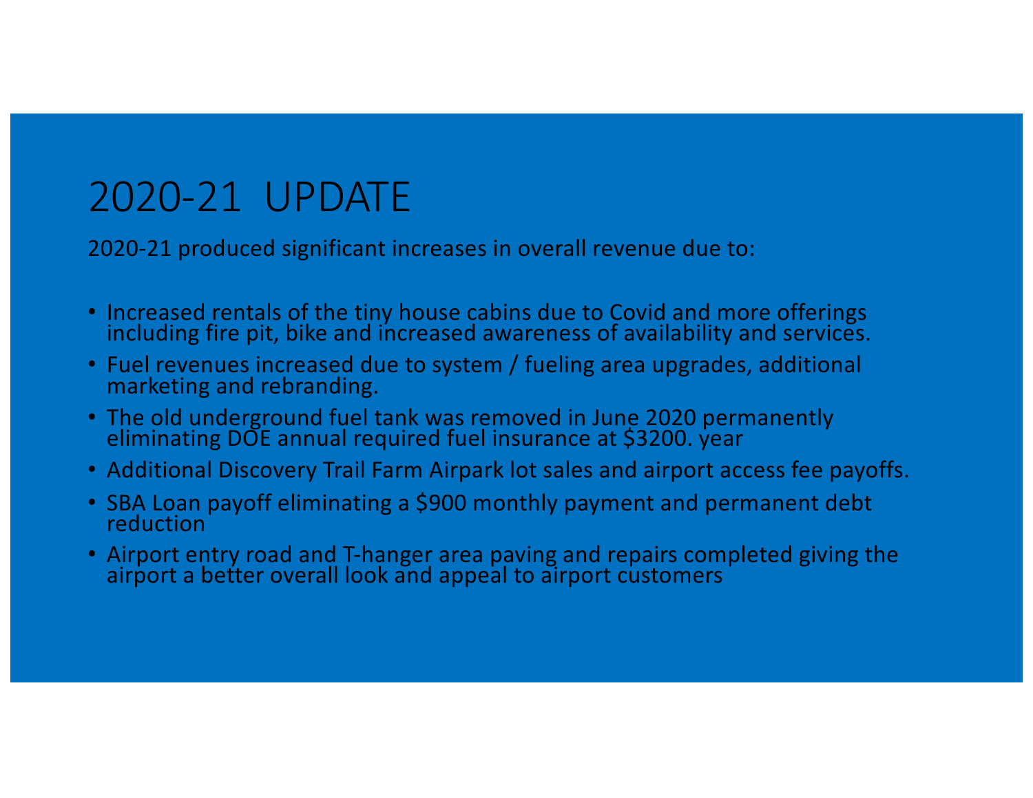# 2020-21 UPDATE

2020-21 produced significant increases in overall revenue due to:

- Increased rentals of the tiny house cabins due to Covid and more offerings including fire pit, bike and increased awareness of availability and services.
- Fuel revenues increased due to system / fueling area upgrades, additional marketing and rebranding.
- The old underground fuel tank was removed in June 2020 permanently eliminating DOE annual required fuel insurance at $3200. year
- Additional Discovery Trail Farm Airpark lot sales and airport access fee payoffs.
- SBA Loan payoff eliminating a $900 monthly payment and permanent debt reduction
- Airport entry road and T-hanger area paving and repairs completed giving the airport a better overall look and appeal to airport customers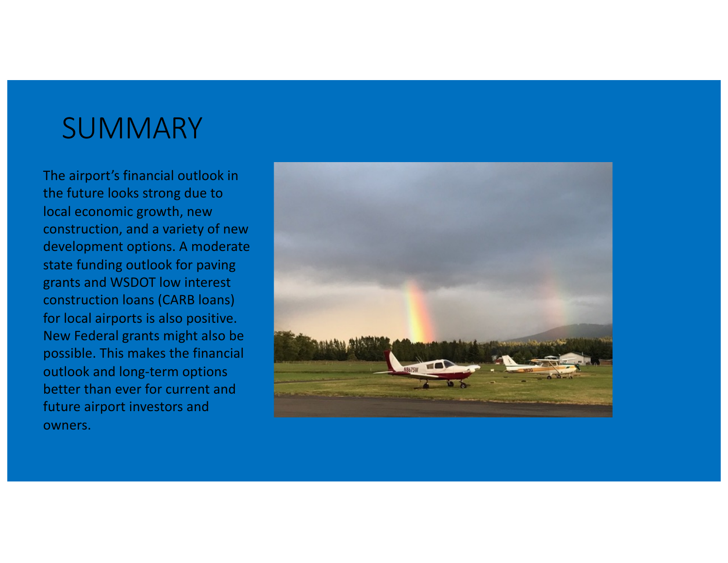# SUMMARY

The airport's financial outlook in the future looks strong due to local economic growth, new construction, and a variety of new development options. A moderate state funding outlook for paving grants and WSDOT low interest construction loans (CARB loans) for local airports is also positive. New Federal grants might also be possible. This makes the financial outlook and long-term options better than ever for current and future airport investors and owners.